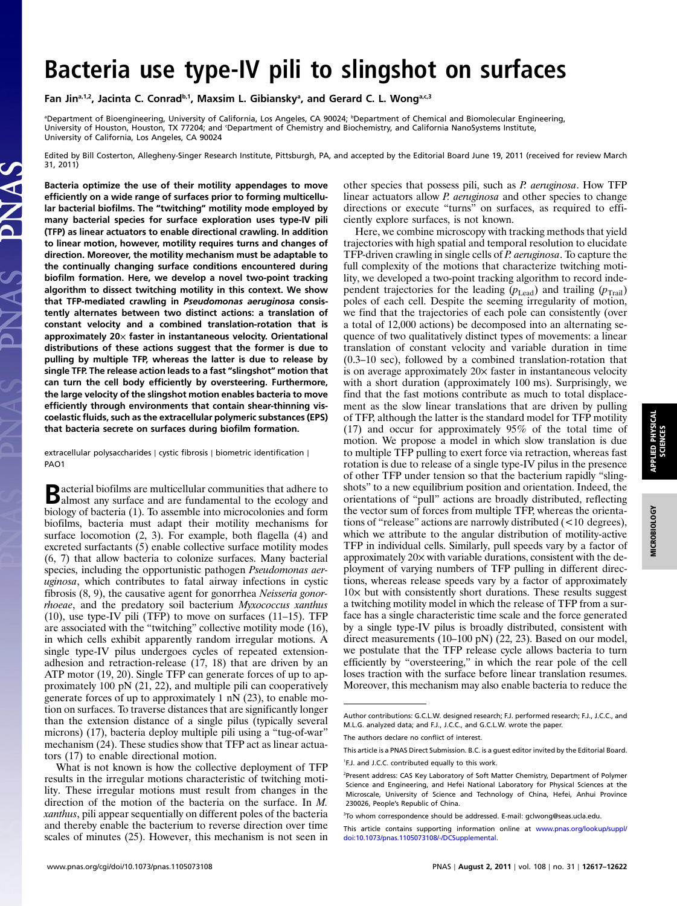# Bacteria use type-IV pili to slingshot on surfaces

Fan Jin[a,1,2], Jacinta C. Conrad[b,1], Maxsim L. Gibiansky[a], and Gerard C. L. Wong[a,c,3]

[a]Department of Bioengineering, University of California, Los Angeles, CA 90024; [b]Department of Chemical and Biomolecular Engineering, University of Houston, Houston, TX 77204; and [c]Department of Chemistry and Biochemistry, and California NanoSystems Institute, University of California, Los Angeles, CA 90024

Edited by Bill Costerton, Allegheny-Singer Research Institute, Pittsburgh, PA, and accepted by the Editorial Board June 19, 2011 (received for review March 31, 2011)

**Bacteria optimize the use of their motility appendages to move efficiently on a wide range of surfaces prior to forming multicellular bacterial biofilms. The "twitching" motility mode employed by many bacterial species for surface exploration uses type-IV pili (TFP) as linear actuators to enable directional crawling. In addition to linear motion, however, motility requires turns and changes of direction. Moreover, the motility mechanism must be adaptable to the continually changing surface conditions encountered during biofilm formation. Here, we develop a novel two-point tracking algorithm to dissect twitching motility in this context. We show that TFP-mediated crawling in *Pseudomonas aeruginosa* consistently alternates between two distinct actions: a translation of constant velocity and a combined translation-rotation that is approximately 20× faster in instantaneous velocity. Orientational distributions of these actions suggest that the former is due to pulling by multiple TFP, whereas the latter is due to release by single TFP. The release action leads to a fast "slingshot" motion that can turn the cell body efficiently by oversteering. Furthermore, the large velocity of the slingshot motion enables bacteria to move efficiently through environments that contain shear-thinning viscoelastic fluids, such as the extracellular polymeric substances (EPS) that bacteria secrete on surfaces during biofilm formation.**

extracellular polysaccharides | cystic fibrosis | biometric identification | PAO1

Bacterial biofilms are multicellular communities that adhere to almost any surface and are fundamental to the ecology and biology of bacteria (1). To assemble into microcolonies and form biofilms, bacteria must adapt their motility mechanisms for surface locomotion (2, 3). For example, both flagella (4) and excreted surfactants (5) enable collective surface motility modes (6, 7) that allow bacteria to colonize surfaces. Many bacterial species, including the opportunistic pathogen *Pseudomonas aeruginosa*, which contributes to fatal airway infections in cystic fibrosis (8, 9), the causative agent for gonorrhea *Neisseria gonorrhoeae*, and the predatory soil bacterium *Myxococcus xanthus* (10), use type-IV pili (TFP) to move on surfaces (11–15). TFP are associated with the "twitching" collective motility mode (16), in which cells exhibit apparently random irregular motions. A single type-IV pilus undergoes cycles of repeated extension-adhesion and retraction-release (17, 18) that are driven by an ATP motor (19, 20). Single TFP can generate forces of up to approximately 100 pN (21, 22), and multiple pili can cooperatively generate forces of up to approximately 1 nN (23), to enable motion on surfaces. To traverse distances that are significantly longer than the extension distance of a single pilus (typically several microns) (17), bacteria deploy multiple pili using a "tug-of-war" mechanism (24). These studies show that TFP act as linear actuators (17) to enable directional motion.

What is not known is how the collective deployment of TFP results in the irregular motions characteristic of twitching motility. These irregular motions must result from changes in the direction of the motion of the bacteria on the surface. In *M. xanthus*, pili appear sequentially on different poles of the bacteria and thereby enable the bacterium to reverse direction over time scales of minutes (25). However, this mechanism is not seen in other species that possess pili, such as *P. aeruginosa*. How TFP linear actuators allow *P. aeruginosa* and other species to change directions or execute "turns" on surfaces, as required to efficiently explore surfaces, is not known.

Here, we combine microscopy with tracking methods that yield trajectories with high spatial and temporal resolution to elucidate TFP-driven crawling in single cells of *P. aeruginosa*. To capture the full complexity of the motions that characterize twitching motility, we developed a two-point tracking algorithm to record independent trajectories for the leading ($p_{\text{Lead}}$) and trailing ($p_{\text{Trail}}$) poles of each cell. Despite the seeming irregularity of motion, we find that the trajectories of each pole can consistently (over a total of 12,000 actions) be decomposed into an alternating sequence of two qualitatively distinct types of movements: a linear translation of constant velocity and variable duration in time (0.3–10 sec), followed by a combined translation-rotation that is on average approximately 20× faster in instantaneous velocity with a short duration (approximately 100 ms). Surprisingly, we find that the fast motions contribute as much to total displacement as the slow linear translations that are driven by pulling of TFP, although the latter is the standard model for TFP motility (17) and occur for approximately 95% of the total time of motion. We propose a model in which slow translation is due to multiple TFP pulling to exert force via retraction, whereas fast rotation is due to release of a single type-IV pilus in the presence of other TFP under tension so that the bacterium rapidly "slingshots" to a new equilibrium position and orientation. Indeed, the orientations of "pull" actions are broadly distributed, reflecting the vector sum of forces from multiple TFP, whereas the orientations of "release" actions are narrowly distributed (<10 degrees), which we attribute to the angular distribution of motility-active TFP in individual cells. Similarly, pull speeds vary by a factor of approximately 20× with variable durations, consistent with the deployment of varying numbers of TFP pulling in different directions, whereas release speeds vary by a factor of approximately 10× but with consistently short durations. These results suggest a twitching motility model in which the release of TFP from a surface has a single characteristic time scale and the force generated by a single type-IV pilus is broadly distributed, consistent with direct measurements (10–100 pN) (22, 23). Based on our model, we postulate that the TFP release cycle allows bacteria to turn efficiently by "oversteering," in which the rear pole of the cell loses traction with the surface before linear translation resumes. Moreover, this mechanism may also enable bacteria to reduce the

---

Author contributions: G.C.L.W. designed research; F.J. performed research; F.J., J.C.C., and M.L.G. analyzed data; and F.J., J.C.C., and G.C.L.W. wrote the paper.

The authors declare no conflict of interest.

This article is a PNAS Direct Submission. B.C. is a guest editor invited by the Editorial Board.

[1]F.J. and J.C.C. contributed equally to this work.

[2]Present address: CAS Key Laboratory of Soft Matter Chemistry, Department of Polymer Science and Engineering, and Hefei National Laboratory for Physical Sciences at the Microscale, University of Science and Technology of China, Hefei, Anhui Province 230026, People's Republic of China.

[3]To whom correspondence should be addressed. E-mail: gclwong@seas.ucla.edu.

This article contains supporting information online at www.pnas.org/lookup/suppl/doi:10.1073/pnas.1105073108/-/DCSupplemental.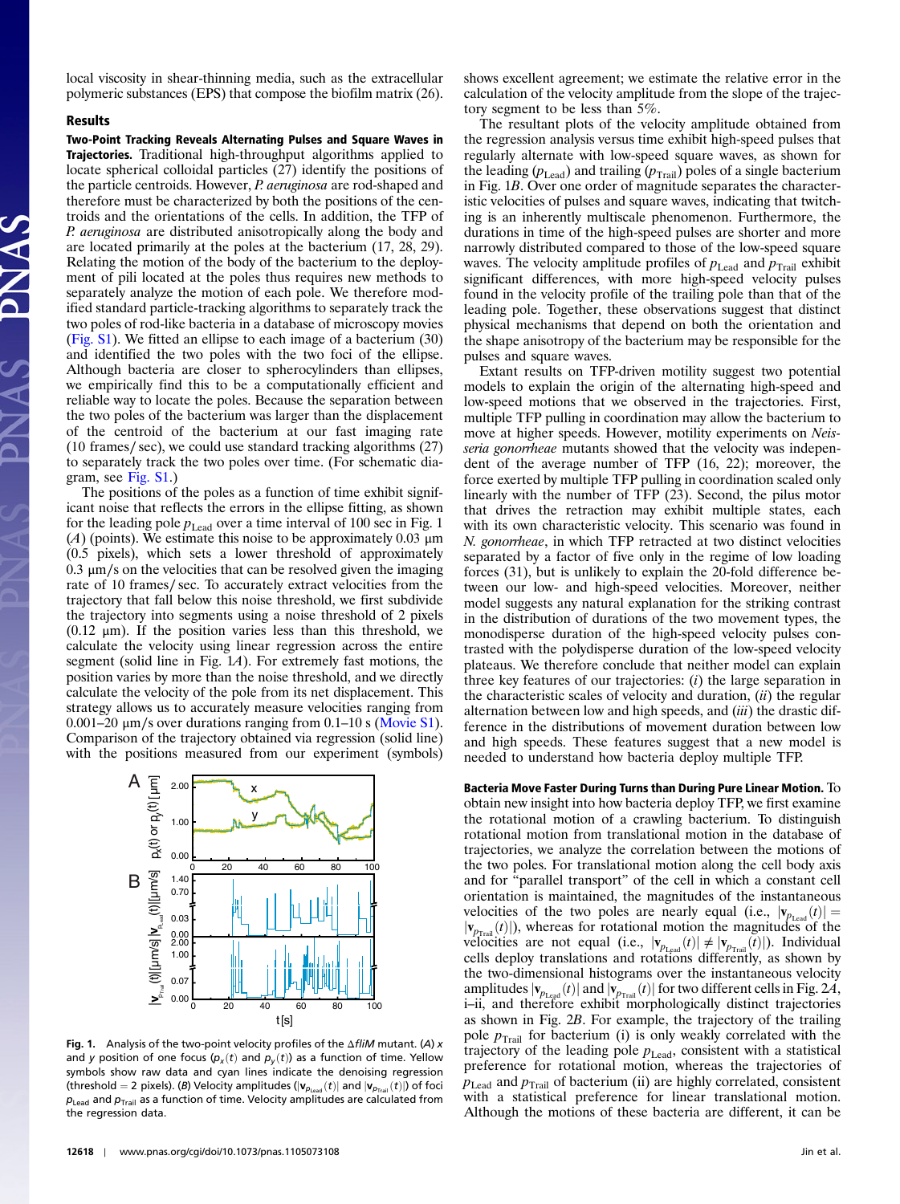local viscosity in shear-thinning media, such as the extracellular polymeric substances (EPS) that compose the biofilm matrix (26).

## Results

**Two-Point Tracking Reveals Alternating Pulses and Square Waves in Trajectories.** Traditional high-throughput algorithms applied to locate spherical colloidal particles (27) identify the positions of the particle centroids. However, *P. aeruginosa* are rod-shaped and therefore must be characterized by both the positions of the centroids and the orientations of the cells. In addition, the TFP of *P. aeruginosa* are distributed anisotropically along the body and are located primarily at the poles at the bacterium (17, 28, 29). Relating the motion of the body of the bacterium to the deployment of pili located at the poles thus requires new methods to separately analyze the motion of each pole. We therefore modified standard particle-tracking algorithms to separately track the two poles of rod-like bacteria in a database of microscopy movies (Fig. S1). We fitted an ellipse to each image of a bacterium (30) and identified the two poles with the two foci of the ellipse. Although bacteria are closer to spherocylinders than ellipses, we empirically find this to be a computationally efficient and reliable way to locate the poles. Because the separation between the two poles of the bacterium was larger than the displacement of the centroid of the bacterium at our fast imaging rate (10 frames/sec), we could use standard tracking algorithms (27) to separately track the two poles over time. (For schematic diagram, see Fig. S1.)

The positions of the poles as a function of time exhibit significant noise that reflects the errors in the ellipse fitting, as shown for the leading pole $p_{\mathrm{Lead}}$ over a time interval of 100 sec in Fig. 1(*A*) (points). We estimate this noise to be approximately 0.03 μm (0.5 pixels), which sets a lower threshold of approximately 0.3 μm/s on the velocities that can be resolved given the imaging rate of 10 frames/sec. To accurately extract velocities from the trajectory that fall below this noise threshold, we first subdivide the trajectory into segments using a noise threshold of 2 pixels (0.12 μm). If the position varies less than this threshold, we calculate the velocity using linear regression across the entire segment (solid line in Fig. 1*A*). For extremely fast motions, the position varies by more than the noise threshold, and we directly calculate the velocity of the pole from its net displacement. This strategy allows us to accurately measure velocities ranging from 0.001–20 μm/s over durations ranging from 0.1–10 s (Movie S1). Comparison of the trajectory obtained via regression (solid line) with the positions measured from our experiment (symbols) shows excellent agreement; we estimate the relative error in the calculation of the velocity amplitude from the slope of the trajectory segment to be less than 5%.

Fig. 1. Analysis of the two-point velocity profiles of the Δ*fliM* mutant. (*A*) *x* and *y* position of one focus ($p_x(t)$ and $p_y(t)$) as a function of time. Yellow symbols show raw data and cyan lines indicate the denoising regression (threshold = 2 pixels). (*B*) Velocity amplitudes ($|\mathbf{v}_{p_{\mathrm{Lead}}}(t)|$ and $|\mathbf{v}_{p_{\mathrm{Trail}}}(t)|$) of foci $p_{\mathrm{Lead}}$ and $p_{\mathrm{Trail}}$ as a function of time. Velocity amplitudes are calculated from the regression data.

The resultant plots of the velocity amplitude obtained from the regression analysis versus time exhibit high-speed pulses that regularly alternate with low-speed square waves, as shown for the leading ($p_{\mathrm{Lead}}$) and trailing ($p_{\mathrm{Trail}}$) poles of a single bacterium in Fig. 1*B*. Over one order of magnitude separates the characteristic velocities of pulses and square waves, indicating that twitching is an inherently multiscale phenomenon. Furthermore, the durations in time of the high-speed pulses are shorter and more narrowly distributed compared to those of the low-speed square waves. The velocity amplitude profiles of $p_{\mathrm{Lead}}$ and $p_{\mathrm{Trail}}$ exhibit significant differences, with more high-speed velocity pulses found in the velocity profile of the trailing pole than that of the leading pole. Together, these observations suggest that distinct physical mechanisms that depend on both the orientation and the shape anisotropy of the bacterium may be responsible for the pulses and square waves.

Extant results on TFP-driven motility suggest two potential models to explain the origin of the alternating high-speed and low-speed motions that we observed in the trajectories. First, multiple TFP pulling in coordination may allow the bacterium to move at higher speeds. However, motility experiments on *Neisseria gonorrheae* mutants showed that the velocity was independent of the average number of TFP (16, 22); moreover, the force exerted by multiple TFP pulling in coordination scaled only linearly with the number of TFP (23). Second, the pilus motor that drives the retraction may exhibit multiple states, each with its own characteristic velocity. This scenario was found in *N. gonorrheae*, in which TFP retracted at two distinct velocities separated by a factor of five only in the regime of low loading forces (31), but is unlikely to explain the 20-fold difference between our low- and high-speed velocities. Moreover, neither model suggests any natural explanation for the striking contrast in the distribution of durations of the two movement types, the monodisperse duration of the high-speed velocity pulses contrasted with the polydisperse duration of the low-speed velocity plateaus. We therefore conclude that neither model can explain three key features of our trajectories: (*i*) the large separation in the characteristic scales of velocity and duration, (*ii*) the regular alternation between low and high speeds, and (*iii*) the drastic difference in the distributions of movement duration between low and high speeds. These features suggest that a new model is needed to understand how bacteria deploy multiple TFP.

**Bacteria Move Faster During Turns than During Pure Linear Motion.** To obtain new insight into how bacteria deploy TFP, we first examine the rotational motion of a crawling bacterium. To distinguish rotational motion from translational motion in the database of trajectories, we analyze the correlation between the motions of the two poles. For translational motion along the cell body axis and for "parallel transport" of the cell in which a constant cell orientation is maintained, the magnitudes of the instantaneous velocities of the two poles are nearly equal (i.e., $|\mathbf{v}_{p_{\mathrm{Lead}}}(t)| = |\mathbf{v}_{p_{\mathrm{Trail}}}(t)|$), whereas for rotational motion the magnitudes of the velocities are not equal (i.e., $|\mathbf{v}_{p_{\mathrm{Lead}}}(t)| \neq |\mathbf{v}_{p_{\mathrm{Trail}}}(t)|$). Individual cells deploy translations and rotations differently, as shown by the two-dimensional histograms over the instantaneous velocity amplitudes $|\mathbf{v}_{p_{\mathrm{Lead}}}(t)|$ and $|\mathbf{v}_{p_{\mathrm{Trail}}}(t)|$ for two different cells in Fig. 2*A*, i–ii, and therefore exhibit morphologically distinct trajectories as shown in Fig. 2*B*. For example, the trajectory of the trailing pole $p_{\mathrm{Trail}}$ for bacterium (i) is only weakly correlated with the trajectory of the leading pole $p_{\mathrm{Lead}}$, consistent with a statistical preference for rotational motion, whereas the trajectories of $p_{\mathrm{Lead}}$ and $p_{\mathrm{Trail}}$ of bacterium (ii) are highly correlated, consistent with a statistical preference for linear translational motion. Although the motions of these bacteria are different, it can be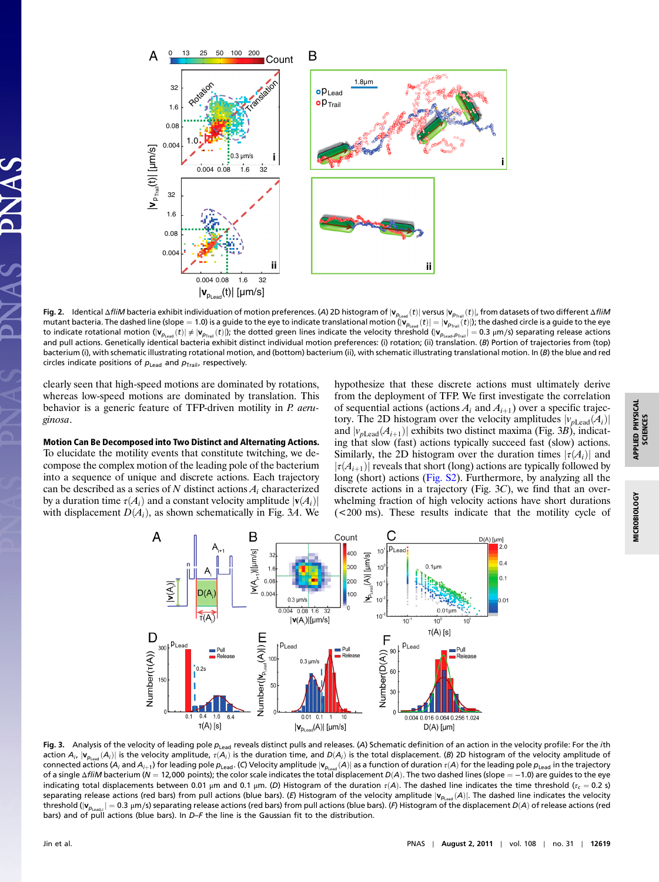**Fig. 2.** Identical Δ*fliM* bacteria exhibit individuation of motion preferences. (*A*) 2D histogram of $|\mathbf{v}_{p_{Lead}}(t)|$ versus $|\mathbf{v}_{p_{Trail}}(t)|$, from datasets of two different Δ*fliM* mutant bacteria. The dashed line (slope = 1.0) is a guide to the eye to indicate translational motion ($|\mathbf{v}_{p_{Lead}}(t)| = |\mathbf{v}_{p_{Trail}}(t)|$); the dashed circle is a guide to the eye to indicate rotational motion ($|\mathbf{v}_{p_{Lead}}(t)| \neq |\mathbf{v}_{p_{Trail}}(t)|$); the dotted green lines indicate the velocity threshold ($|\mathbf{v}_{p_{Lead},p_{Trail}}| = 0.3$ μm/s) separating release actions and pull actions. Genetically identical bacteria exhibit distinct individual motion preferences: (i) rotation; (ii) translation. (*B*) Portion of trajectories from (top) bacterium (i), with schematic illustrating rotational motion, and (bottom) bacterium (ii), with schematic illustrating translational motion. In (*B*) the blue and red circles indicate positions of $p_{Lead}$ and $p_{Trail}$, respectively.

clearly seen that high-speed motions are dominated by rotations, whereas low-speed motions are dominated by translation. This behavior is a generic feature of TFP-driven motility in *P. aeruginosa*.

**Motion Can Be Decomposed into Two Distinct and Alternating Actions.** To elucidate the motility events that constitute twitching, we decompose the complex motion of the leading pole of the bacterium into a sequence of unique and discrete actions. Each trajectory can be described as a series of $N$ distinct actions $A_i$ characterized by a duration time $\tau(A_i)$ and a constant velocity amplitude $|\mathbf{v}(A_i)|$ with displacement $D(A_i)$, as shown schematically in Fig. 3*A*. We hypothesize that these discrete actions must ultimately derive from the deployment of TFP. We first investigate the correlation of sequential actions (actions $A_i$ and $A_{i+1}$) over a specific trajectory. The 2D histogram over the velocity amplitudes $|v_{p\mathrm{Lead}}(A_i)|$ and $|v_{p\mathrm{Lead}}(A_{i+1})|$ exhibits two distinct maxima (Fig. 3*B*), indicating that slow (fast) actions typically succeed fast (slow) actions. Similarly, the 2D histogram over the duration times $|\tau(A_i)|$ and $|\tau(A_{i+1})|$ reveals that short (long) actions are typically followed by long (short) actions (Fig. S2). Furthermore, by analyzing all the discrete actions in a trajectory (Fig. 3*C*), we find that an overwhelming fraction of high velocity actions have short durations (<200 ms). These results indicate that the motility cycle of

**Fig. 3.** Analysis of the velocity of leading pole $p_{Lead}$ reveals distinct pulls and releases. (*A*) Schematic definition of an action in the velocity profile: For the *i*th action $A_i$, $|\mathbf{v}_{p_{Lead}}(A_i)|$ is the velocity amplitude, $\tau(A_i)$ is the duration time, and $D(A_i)$ is the total displacement. (*B*) 2D histogram of the velocity amplitude of connected actions ($A_i$ and $A_{i+1}$) for leading pole $p_{Lead}$. (*C*) Velocity amplitude $|\mathbf{v}_{p_{Lead}}(A)|$ as a function of duration $\tau(A)$ for the leading pole $p_{Lead}$ in the trajectory of a single Δ*fliM* bacterium ($N = 12{,}000$ points); the color scale indicates the total displacement $D(A)$. The two dashed lines (slope = −1.0) are guides to the eye indicating total displacements between 0.01 μm and 0.1 μm. (*D*) Histogram of the duration $\tau(A)$. The dashed line indicates the time threshold ($\tau_c = 0.2$ s) separating release actions (red bars) from pull actions (blue bars). (*E*) Histogram of the velocity amplitude $|\mathbf{v}_{p_{Lead}}(A)|$. The dashed line indicates the velocity threshold ($|\mathbf{v}_{p_{Lead,c}}| = 0.3$ μm/s) separating release actions (red bars) from pull actions (blue bars). (*F*) Histogram of the displacement $D(A)$ of release actions (red bars) and of pull actions (blue bars). In *D*–*F* the line is the Gaussian fit to the distribution.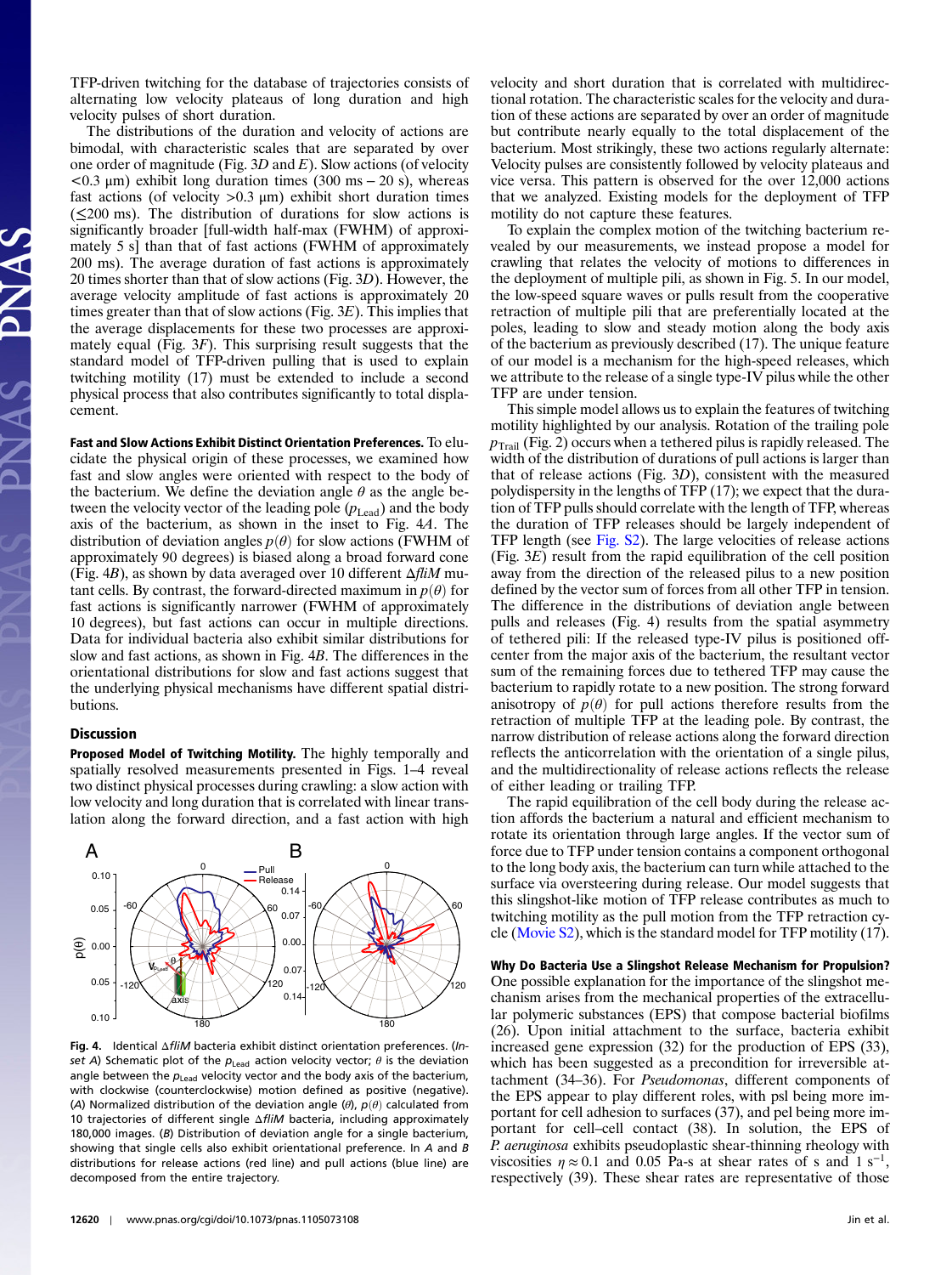TFP-driven twitching for the database of trajectories consists of alternating low velocity plateaus of long duration and high velocity pulses of short duration.

The distributions of the duration and velocity of actions are bimodal, with characteristic scales that are separated by over one order of magnitude (Fig. 3D and E). Slow actions (of velocity <0.3 μm) exhibit long duration times (300 ms – 20 s), whereas fast actions (of velocity >0.3 μm) exhibit short duration times (≤200 ms). The distribution of durations for slow actions is significantly broader [full-width half-max (FWHM) of approximately 5 s] than that of fast actions (FWHM of approximately 200 ms). The average duration of fast actions is approximately 20 times shorter than that of slow actions (Fig. 3D). However, the average velocity amplitude of fast actions is approximately 20 times greater than that of slow actions (Fig. 3E). This implies that the average displacements for these two processes are approximately equal (Fig. 3F). This surprising result suggests that the standard model of TFP-driven pulling that is used to explain twitching motility (17) must be extended to include a second physical process that also contributes significantly to total displacement.

**Fast and Slow Actions Exhibit Distinct Orientation Preferences.** To elucidate the physical origin of these processes, we examined how fast and slow angles were oriented with respect to the body of the bacterium. We define the deviation angle $\theta$ as the angle between the velocity vector of the leading pole ($p_{\mathrm{Lead}}$) and the body axis of the bacterium, as shown in the inset to Fig. 4A. The distribution of deviation angles $p(\theta)$ for slow actions (FWHM of approximately 90 degrees) is biased along a broad forward cone (Fig. 4B), as shown by data averaged over 10 different Δ*fliM* mutant cells. By contrast, the forward-directed maximum in $p(\theta)$ for fast actions is significantly narrower (FWHM of approximately 10 degrees), but fast actions can occur in multiple directions. Data for individual bacteria also exhibit similar distributions for slow and fast actions, as shown in Fig. 4B. The differences in the orientational distributions for slow and fast actions suggest that the underlying physical mechanisms have different spatial distributions.

## Discussion

**Proposed Model of Twitching Motility.** The highly temporally and spatially resolved measurements presented in Figs. 1–4 reveal two distinct physical processes during crawling: a slow action with low velocity and long duration that is correlated with linear translation along the forward direction, and a fast action with high velocity and short duration that is correlated with multidirectional rotation. The characteristic scales for the velocity and duration of these actions are separated by over an order of magnitude but contribute nearly equally to the total displacement of the bacterium. Most strikingly, these two actions regularly alternate: Velocity pulses are consistently followed by velocity plateaus and vice versa. This pattern is observed for the over 12,000 actions that we analyzed. Existing models for the deployment of TFP motility do not capture these features.

To explain the complex motion of the twitching bacterium revealed by our measurements, we instead propose a model for crawling that relates the velocity of motions to differences in the deployment of multiple pili, as shown in Fig. 5. In our model, the low-speed square waves or pulls result from the cooperative retraction of multiple pili that are preferentially located at the poles, leading to slow and steady motion along the body axis of the bacterium as previously described (17). The unique feature of our model is a mechanism for the high-speed releases, which we attribute to the release of a single type-IV pilus while the other TFP are under tension.

This simple model allows us to explain the features of twitching motility highlighted by our analysis. Rotation of the trailing pole $p_{\mathrm{Trail}}$ (Fig. 2) occurs when a tethered pilus is rapidly released. The width of the distribution of durations of pull actions is larger than that of release actions (Fig. 3D), consistent with the measured polydispersity in the lengths of TFP (17); we expect that the duration of TFP pulls should correlate with the length of TFP, whereas the duration of TFP releases should be largely independent of TFP length (see Fig. S2). The large velocities of release actions (Fig. 3E) result from the rapid equilibration of the cell position away from the direction of the released pilus to a new position defined by the vector sum of forces from all other TFP in tension. The difference in the distributions of deviation angle between pulls and releases (Fig. 4) results from the spatial asymmetry of tethered pili: If the released type-IV pilus is positioned off-center from the major axis of the bacterium, the resultant vector sum of the remaining forces due to tethered TFP may cause the bacterium to rapidly rotate to a new position. The strong forward anisotropy of $p(\theta)$ for pull actions therefore results from the retraction of multiple TFP at the leading pole. By contrast, the narrow distribution of release actions along the forward direction reflects the anticorrelation with the orientation of a single pilus, and the multidirectionality of release actions reflects the release of either leading or trailing TFP.

The rapid equilibration of the cell body during the release action affords the bacterium a natural and efficient mechanism to rotate its orientation through large angles. If the vector sum of force due to TFP under tension contains a component orthogonal to the long body axis, the bacterium can turn while attached to the surface via overseeing during release. Our model suggests that this slingshot-like motion of TFP release contributes as much to twitching motility as the pull motion from the TFP retraction cycle (Movie S2), which is the standard model for TFP motility (17).

**Why Do Bacteria Use a Slingshot Release Mechanism for Propulsion?** One possible explanation for the importance of the slingshot mechanism arises from the mechanical properties of the extracellular polymeric substances (EPS) that compose bacterial biofilms (26). Upon initial attachment to the surface, bacteria exhibit increased gene expression (32) for the production of EPS (33), which has been suggested as a precondition for irreversible attachment (34–36). For *Pseudomonas*, different components of the EPS appear to play different roles, with psl being more important for cell adhesion to surfaces (37), and pel being more important for cell–cell contact (38). In solution, the EPS of *P. aeruginosa* exhibits pseudoplastic shear-thinning rheology with viscosities $\eta \approx 0.1$ and 0.05 Pa-s at shear rates of s and 1 $s^{-1}$, respectively (39). These shear rates are representative of those

Fig. 4. Identical Δ*fliM* bacteria exhibit distinct orientation preferences. (*Inset A*) Schematic plot of the $p_{\mathrm{Lead}}$ action velocity vector; $\theta$ is the deviation angle between the $p_{\mathrm{Lead}}$ velocity vector and the body axis of the bacterium, with clockwise (counterclockwise) motion defined as positive (negative). (*A*) Normalized distribution of the deviation angle ($\theta$), $p(\theta)$ calculated from 10 trajectories of different single Δ*fliM* bacteria, including approximately 180,000 images. (*B*) Distribution of deviation angle for a single bacterium, showing that single cells also exhibit orientational preference. In *A* and *B* distributions for release actions (red line) and pull actions (blue line) are decomposed from the entire trajectory.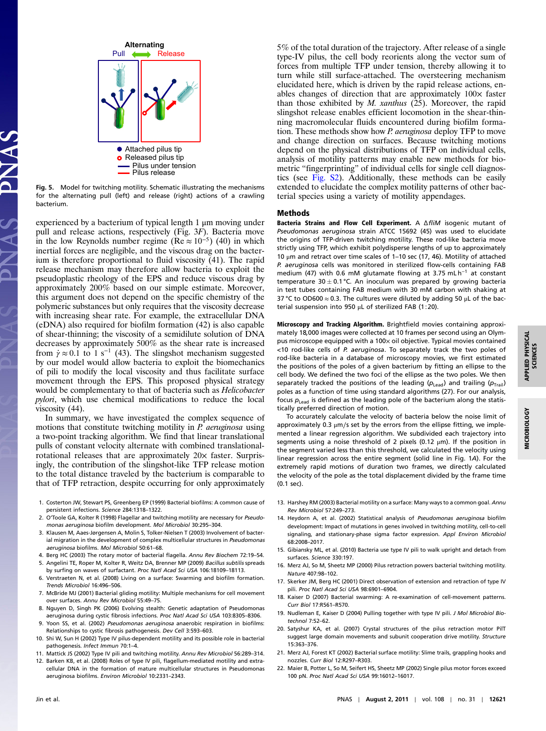Fig. 5. Model for twitching motility. Schematic illustrating the mechanisms for the alternating pull (left) and release (right) actions of a crawling bacterium.

experienced by a bacterium of typical length 1 μm moving under pull and release actions, respectively (Fig. 3F). Bacteria move in the low Reynolds number regime ($Re \approx 10^{-5}$) (40) in which inertial forces are negligible, and the viscous drag on the bacterium is therefore proportional to fluid viscosity (41). The rapid release mechanism may therefore allow bacteria to exploit the pseudoplastic rheology of the EPS and reduce viscous drag by approximately 200% based on our simple estimate. Moreover, this argument does not depend on the specific chemistry of the polymeric substances but only requires that the viscosity decrease with increasing shear rate. For example, the extracellular DNA (eDNA) also required for biofilm formation (42) is also capable of shear-thinning; the viscosity of a semidilute solution of DNA decreases by approximately 500% as the shear rate is increased from $\dot{\gamma} \approx 0.1$ to 1 $s^{-1}$ (43). The slingshot mechanism suggested by our model would allow bacteria to exploit the biomechanics of pili to modify the local viscosity and thus facilitate surface movement through the EPS. This proposed physical strategy would be complementary to that of bacteria such as *Helicobacter pylori*, which use chemical modifications to reduce the local viscosity (44).

In summary, we have investigated the complex sequence of motions that constitute twitching motility in *P. aeruginosa* using a two-point tracking algorithm. We find that linear translational pulls of constant velocity alternate with combined translational-rotational releases that are approximately 20× faster. Surprisingly, the contribution of the slingshot-like TFP release motion to the total distance traveled by the bacterium is comparable to that of TFP retraction, despite occurring for only approximately 5% of the total duration of the trajectory. After release of a single type-IV pilus, the cell body reorients along the vector sum of forces from multiple TFP under tension, thereby allowing it to turn while still surface-attached. The oversteering mechanism elucidated here, which is driven by the rapid release actions, enables changes of direction that are approximately 100× faster than those exhibited by *M. xanthus* (25). Moreover, the rapid slingshot release enables efficient locomotion in the shear-thinning macromolecular fluids encountered during biofilm formation. These methods show how *P. aeruginosa* deploy TFP to move and change direction on surfaces. Because twitching motions depend on the physical distributions of TFP on individual cells, analysis of motility patterns may enable new methods for biometric "fingerprinting" of individual cells for single cell diagnostics (see Fig. S2). Additionally, these methods can be easily extended to elucidate the complex motility patterns of other bacterial species using a variety of motility appendages.

## Methods

**Bacteria Strains and Flow Cell Experiment.** A Δ*fliM* isogenic mutant of *Pseudomonas aeruginosa* strain ATCC 15692 (45) was used to elucidate the origins of TFP-driven twitching motility. These rod-like bacteria move strictly using TFP, which exhibit polydisperse lengths of up to approximately 10 μm and retract over time scales of 1–10 sec (17, 46). Motility of attached *P. aeruginosa* cells was monitored in sterilized flow-cells containing FAB medium (47) with 0.6 mM glutamate flowing at 3.75 mL $h^{-1}$ at constant temperature 30 ± 0.1 °C. An inoculum was prepared by growing bacteria in test tubes containing FAB medium with 30 mM carbon with shaking at 37 °C to OD600 ≈ 0.3. The cultures were diluted by adding 50 μL of the bacterial suspension into 950 μL of sterilized FAB (1:20).

**Microscopy and Tracking Algorithm.** Brightfield movies containing approximately 18,000 images were collected at 10 frames per second using an Olympus microscope equipped with a 100× oil objective. Typical movies contained <10 rod-like cells of *P. aeruginosa*. To separately track the two poles of rod-like bacteria in a database of microscopy movies, we first estimated the positions of the poles of a given bacterium by fitting an ellipse to the cell body. We defined the two foci of the ellipse as the two poles. We then separately tracked the positions of the leading ($p_{Lead}$) and trailing ($p_{Trail}$) poles as a function of time using standard algorithms (27). For our analysis, focus $p_{Lead}$ is defined as the leading pole of the bacterium along the statistically preferred direction of motion.

To accurately calculate the velocity of bacteria below the noise limit of approximately 0.3 μm/s set by the errors from the ellipse fitting, we implemented a linear regression algorithm. We subdivided each trajectory into segments using a noise threshold of 2 pixels (0.12 μm). If the position in the segment varied less than this threshold, we calculated the velocity using linear regression across the entire segment (solid line in Fig. 1A). For the extremely rapid motions of duration two frames, we directly calculated the velocity of the pole as the total displacement divided by the frame time (0.1 sec).

1. Costerton JW, Stewart PS, Greenberg EP (1999) Bacterial biofilms: A common cause of persistent infections. *Science* 284:1318–1322.
2. O'Toole GA, Kolter R (1998) Flagellar and twitching motility are necessary for *Pseudomonas aeruginosa* biofilm development. *Mol Microbiol* 30:295–304.
3. Klausen M, Aaes-Jørgensen A, Molin S, Tolker-Nielsen T (2003) Involvement of bacterial migration in the development of complex multicellular structures in *Pseudomonas aeruginosa* biofilms. *Mol Microbiol* 50:61–68.
4. Berg HC (2003) The rotary motor of bacterial flagella. *Annu Rev Biochem* 72:19–54.
5. Angelini TE, Roper M, Kolter R, Weitz DA, Brenner MP (2009) *Bacillus subtilis* spreads by surfing on waves of surfactant. *Proc Natl Acad Sci USA* 106:18109–18113.
6. Verstraeten N, et al. (2008) Living on a surface: Swarming and biofilm formation. *Trends Microbiol* 16:496–506.
7. McBride MJ (2001) Bacterial gliding motility: Multiple mechanisms for cell movement over surfaces. *Annu Rev Microbiol* 55:49–75.
8. Nguyen D, Singh PK (2006) Evolving stealth: Genetic adaptation of Pseudomonas aeruginosa during cystic fibrosis infections. *Proc Natl Acad Sci USA* 103:8305–8306.
9. Yoon SS, et al. (2002) *Pseudomonas aeruginosa* anaerobic respiration in biofilms: Relationships to cystic fibrosis pathogenesis. *Dev Cell* 3:593–603.
10. Shi W, Sun H (2002) Type IV pilus-dependent motility and its possible role in bacterial pathogenesis. *Infect Immun* 70:1–4.
11. Mattick JS (2002) Type IV pili and twitching motility. *Annu Rev Microbiol* 56:289–314.
12. Barken KB, et al. (2008) Roles of type IV pili, flagellum-mediated motility and extracellular DNA in the formation of mature multicellular structures in Pseudomonas aeruginosa biofilms. *Environ Microbiol* 10:2331–2343.
13. Harshey RM (2003) Bacterial motility on a surface: Many ways to a common goal. *Annu Rev Microbiol* 57:249–273.
14. Heydorn A, et al. (2002) Statistical analysis of *Pseudomonas aeruginosa* biofilm development: Impact of mutations in genes involved in twitching motility, cell-to-cell signaling, and stationary-phase sigma factor expression. *Appl Environ Microbiol* 68:2008–2017.
15. Gibiansky ML, et al. (2010) Bacteria use type IV pili to walk upright and detach from surfaces. *Science* 330:197.
16. Merz AJ, So M, Sheetz MP (2000) Pilus retraction powers bacterial twitching motility. *Nature* 407:98–102.
17. Skerker JM, Berg HC (2001) Direct observation of extension and retraction of type IV pili. *Proc Natl Acad Sci USA* 98:6901–6904.
18. Kaiser D (2007) Bacterial swarming: A re-examination of cell-movement patterns. *Curr Biol* 17:R561–R570.
19. Nudleman E, Kaiser D (2004) Pulling together with type IV pili. *J Mol Microbiol Biotechnol* 7:52–62.
20. Satyshur KA, et al. (2007) Crystal structures of the pilus retraction motor PilT suggest large domain movements and subunit cooperation drive motility. *Structure* 15:363–376.
21. Merz AJ, Forest KT (2002) Bacterial surface motility: Slime trails, grappling hooks and nozzles. *Curr Biol* 12:R297–R303.
22. Maier B, Potter L, So M, Seifert HS, Sheetz MP (2002) Single pilus motor forces exceed 100 pN. *Proc Natl Acad Sci USA* 99:16012–16017.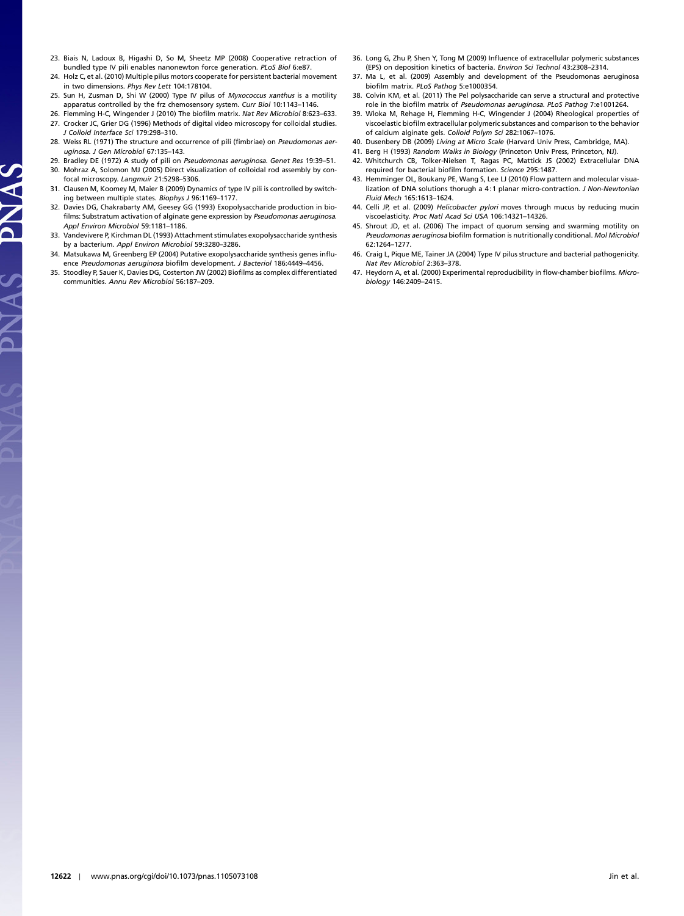23. Biais N, Ladoux B, Higashi D, So M, Sheetz MP (2008) Cooperative retraction of bundled type IV pili enables nanonewton force generation. *PLoS Biol* 6:e87.
24. Holz C, et al. (2010) Multiple pilus motors cooperate for persistent bacterial movement in two dimensions. *Phys Rev Lett* 104:178104.
25. Sun H, Zusman D, Shi W (2000) Type IV pilus of *Myxococcus xanthus* is a motility apparatus controlled by the frz chemosensory system. *Curr Biol* 10:1143–1146.
26. Flemming H-C, Wingender J (2010) The biofilm matrix. *Nat Rev Microbiol* 8:623–633.
27. Crocker JC, Grier DG (1996) Methods of digital video microscopy for colloidal studies. *J Colloid Interface Sci* 179:298–310.
28. Weiss RL (1971) The structure and occurrence of pili (fimbriae) on *Pseudomonas aeruginosa*. *J Gen Microbiol* 67:135–143.
29. Bradley DE (1972) A study of pili on *Pseudomonas aeruginosa*. *Genet Res* 19:39–51.
30. Mohraz A, Solomon MJ (2005) Direct visualization of colloidal rod assembly by confocal microscopy. *Langmuir* 21:5298–5306.
31. Clausen M, Koomey M, Maier B (2009) Dynamics of type IV pili is controlled by switching between multiple states. *Biophys J* 96:1169–1177.
32. Davies DG, Chakrabarty AM, Geesey GG (1993) Exopolysaccharide production in biofilms: Substratum activation of alginate gene expression by *Pseudomonas aeruginosa*. *Appl Environ Microbiol* 59:1181–1186.
33. Vandevivere P, Kirchman DL (1993) Attachment stimulates exopolysaccharide synthesis by a bacterium. *Appl Environ Microbiol* 59:3280–3286.
34. Matsukawa M, Greenberg EP (2004) Putative exopolysaccharide synthesis genes influence *Pseudomonas aeruginosa* biofilm development. *J Bacteriol* 186:4449–4456.
35. Stoodley P, Sauer K, Davies DG, Costerton JW (2002) Biofilms as complex differentiated communities. *Annu Rev Microbiol* 56:187–209.
36. Long G, Zhu P, Shen Y, Tong M (2009) Influence of extracellular polymeric substances (EPS) on deposition kinetics of bacteria. *Environ Sci Technol* 43:2308–2314.
37. Ma L, et al. (2009) Assembly and development of the Pseudomonas aeruginosa biofilm matrix. *PLoS Pathog* 5:e1000354.
38. Colvin KM, et al. (2011) The Pel polysaccharide can serve a structural and protective role in the biofilm matrix of *Pseudomonas aeruginosa*. *PLoS Pathog* 7:e1001264.
39. Wloka M, Rehage H, Flemming H-C, Wingender J (2004) Rheological properties of viscoelastic biofilm extracellular polymeric substances and comparison to the behavior of calcium alginate gels. *Colloid Polym Sci* 282:1067–1076.
40. Dusenbery DB (2009) *Living at Micro Scale* (Harvard Univ Press, Cambridge, MA).
41. Berg H (1993) *Random Walks in Biology* (Princeton Univ Press, Princeton, NJ).
42. Whitchurch CB, Tolker-Nielsen T, Ragas PC, Mattick JS (2002) Extracellular DNA required for bacterial biofilm formation. *Science* 295:1487.
43. Hemminger OL, Boukany PE, Wang S, Lee LJ (2010) Flow pattern and molecular visualization of DNA solutions thorugh a 4:1 planar micro-contraction. *J Non-Newtonian Fluid Mech* 165:1613–1624.
44. Celli JP, et al. (2009) *Helicobacter pylori* moves through mucus by reducing mucin viscoelasticity. *Proc Natl Acad Sci USA* 106:14321–14326.
45. Shrout JD, et al. (2006) The impact of quorum sensing and swarming motility on *Pseudomonas aeruginosa* biofilm formation is nutritionally conditional. *Mol Microbiol* 62:1264–1277.
46. Craig L, Pique ME, Tainer JA (2004) Type IV pilus structure and bacterial pathogenicity. *Nat Rev Microbiol* 2:363–378.
47. Heydorn A, et al. (2000) Experimental reproducibility in flow-chamber biofilms. *Microbiology* 146:2409–2415.